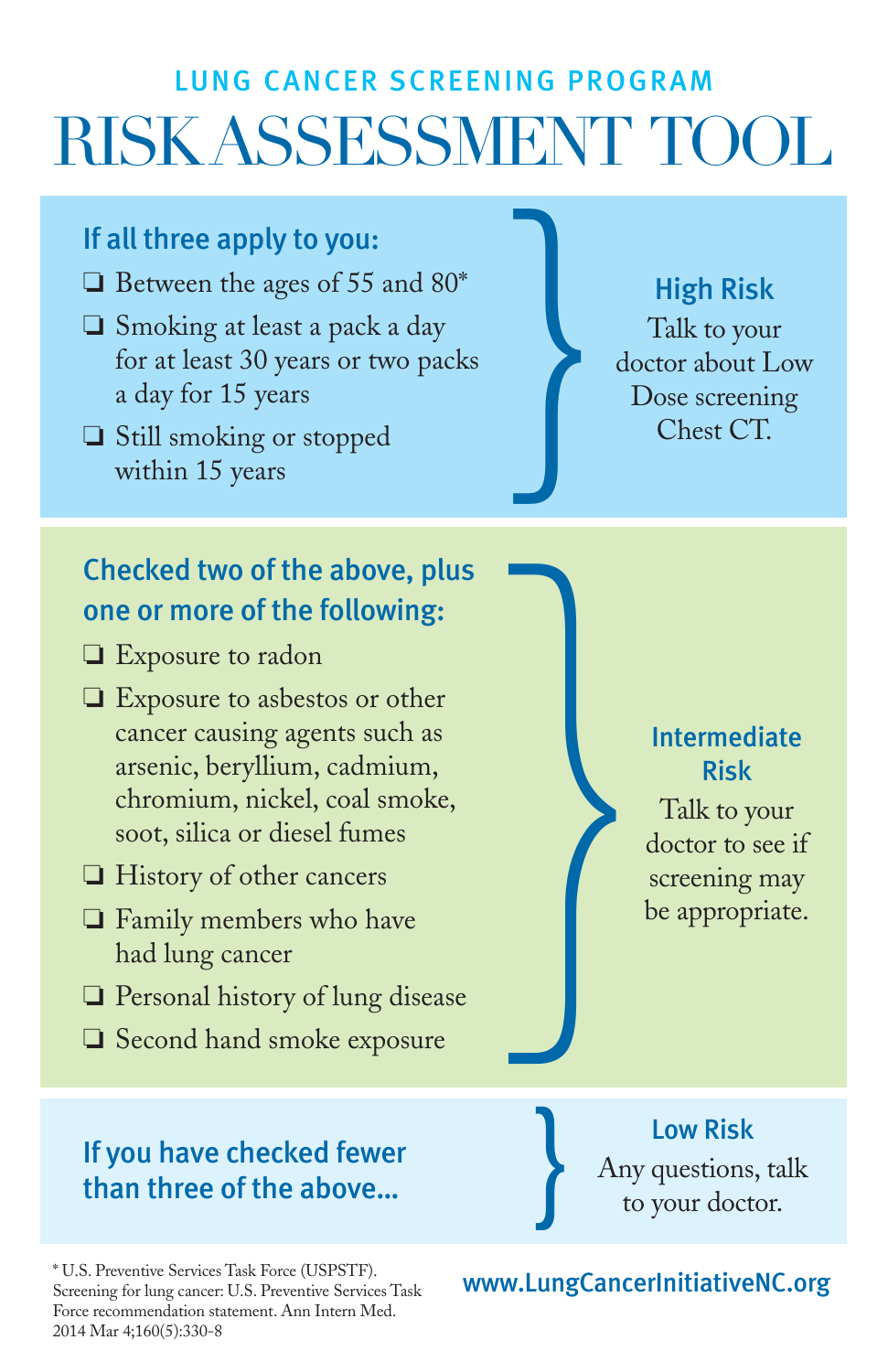## LUNG CANCER SCREENING PROGRAM

# RISK ASSESSMENT TOOL

### If all three apply to you:

- ❑ Between the ages of 55 and 80*
- ❑ Smoking at least a pack a day for at least 30 years or two packs a day for 15 years
- ❑ Still smoking or stopped within 15 years

**High Risk**

Talk to your doctor about Low Dose screening Chest CT.

### Checked two of the above, plus one or more of the following:

- ❑ Exposure to radon
- ❑ Exposure to asbestos or other cancer causing agents such as arsenic, beryllium, cadmium, chromium, nickel, coal smoke, soot, silica or diesel fumes
- ❑ History of other cancers
- ❑ Family members who have had lung cancer
- ❑ Personal history of lung disease
- ❑ Second hand smoke exposure

**Intermediate Risk**

Talk to your doctor to see if screening may be appropriate.

### If you have checked fewer than three of the above...

**Low Risk**

Any questions, talk to your doctor.

\* U.S. Preventive Services Task Force (USPSTF). Screening for lung cancer: U.S. Preventive Services Task Force recommendation statement. Ann Intern Med. 2014 Mar 4;160(5):330-8

www.LungCancerInitiativeNC.org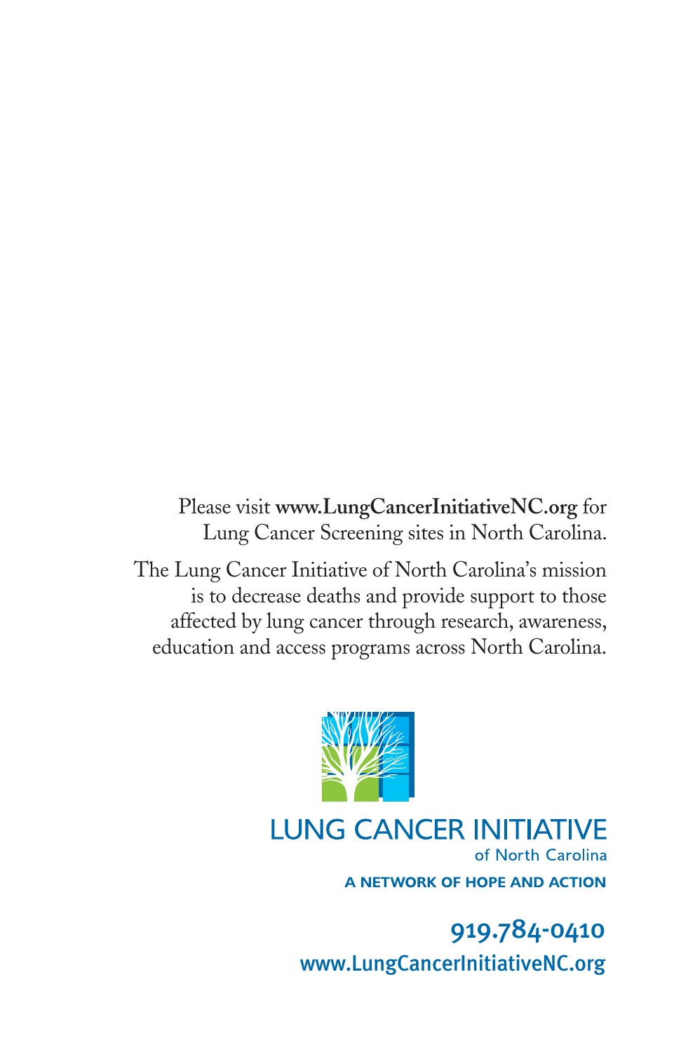Please visit **www.LungCancerInitiativeNC.org** for Lung Cancer Screening sites in North Carolina.

The Lung Cancer Initiative of North Carolina's mission is to decrease deaths and provide support to those affected by lung cancer through research, awareness, education and access programs across North Carolina.

LUNG CANCER INITIATIVE
of North Carolina
**A NETWORK OF HOPE AND ACTION**

**919.784-0410**
**www.LungCancerInitiativeNC.org**